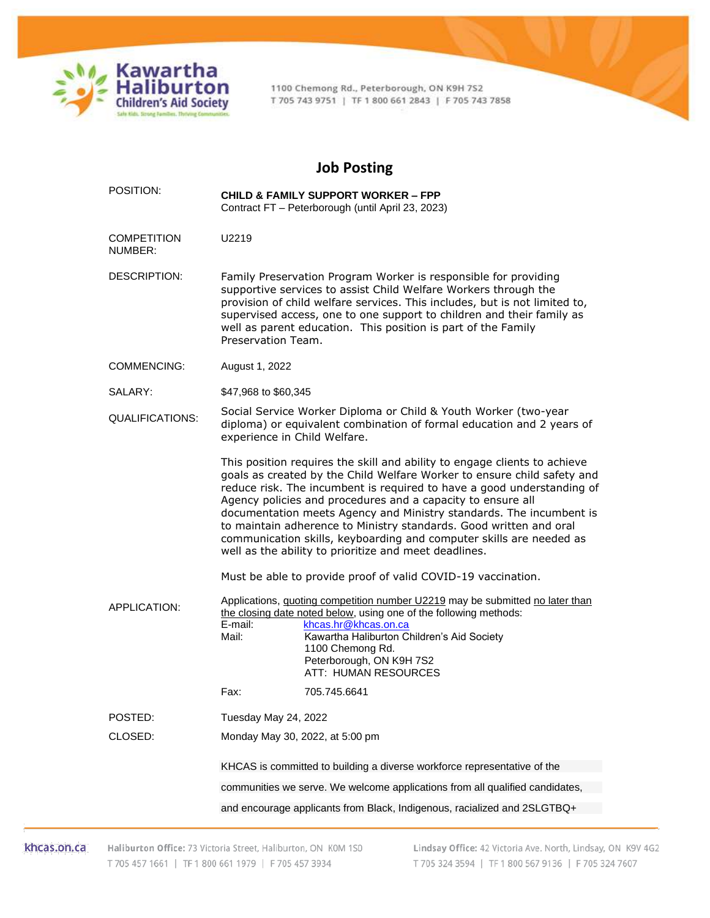Kawartha Haliburton Children's Aid Society

Safe Kids. Strong Families. Thriving Communities.

1100 Chemong Rd., Peterborough, ON K9H 7S2
T 705 743 9751 | TF 1 800 661 2843 | F 705 743 7858

# Job Posting

**POSITION:** **CHILD & FAMILY SUPPORT WORKER – FPP**
Contract FT – Peterborough (until April 23, 2023)

**COMPETITION NUMBER:** U2219

**DESCRIPTION:** Family Preservation Program Worker is responsible for providing supportive services to assist Child Welfare Workers through the provision of child welfare services. This includes, but is not limited to, supervised access, one to one support to children and their family as well as parent education. This position is part of the Family Preservation Team.

**COMMENCING:** August 1, 2022

**SALARY:** $47,968 to $60,345

**QUALIFICATIONS:** Social Service Worker Diploma or Child & Youth Worker (two-year diploma) or equivalent combination of formal education and 2 years of experience in Child Welfare.

This position requires the skill and ability to engage clients to achieve goals as created by the Child Welfare Worker to ensure child safety and reduce risk. The incumbent is required to have a good understanding of Agency policies and procedures and a capacity to ensure all documentation meets Agency and Ministry standards. The incumbent is to maintain adherence to Ministry standards. Good written and oral communication skills, keyboarding and computer skills are needed as well as the ability to prioritize and meet deadlines.

Must be able to provide proof of valid COVID-19 vaccination.

**APPLICATION:** Applications, quoting competition number U2219 may be submitted no later than the closing date noted below, using one of the following methods:

E-mail: khcas.hr@khcas.on.ca

Mail: Kawartha Haliburton Children's Aid Society
1100 Chemong Rd.
Peterborough, ON K9H 7S2
ATT: HUMAN RESOURCES

Fax: 705.745.6641

**POSTED:** Tuesday May 24, 2022

**CLOSED:** Monday May 30, 2022, at 5:00 pm

KHCAS is committed to building a diverse workforce representative of the communities we serve. We welcome applications from all qualified candidates, and encourage applicants from Black, Indigenous, racialized and 2SLGTBQ+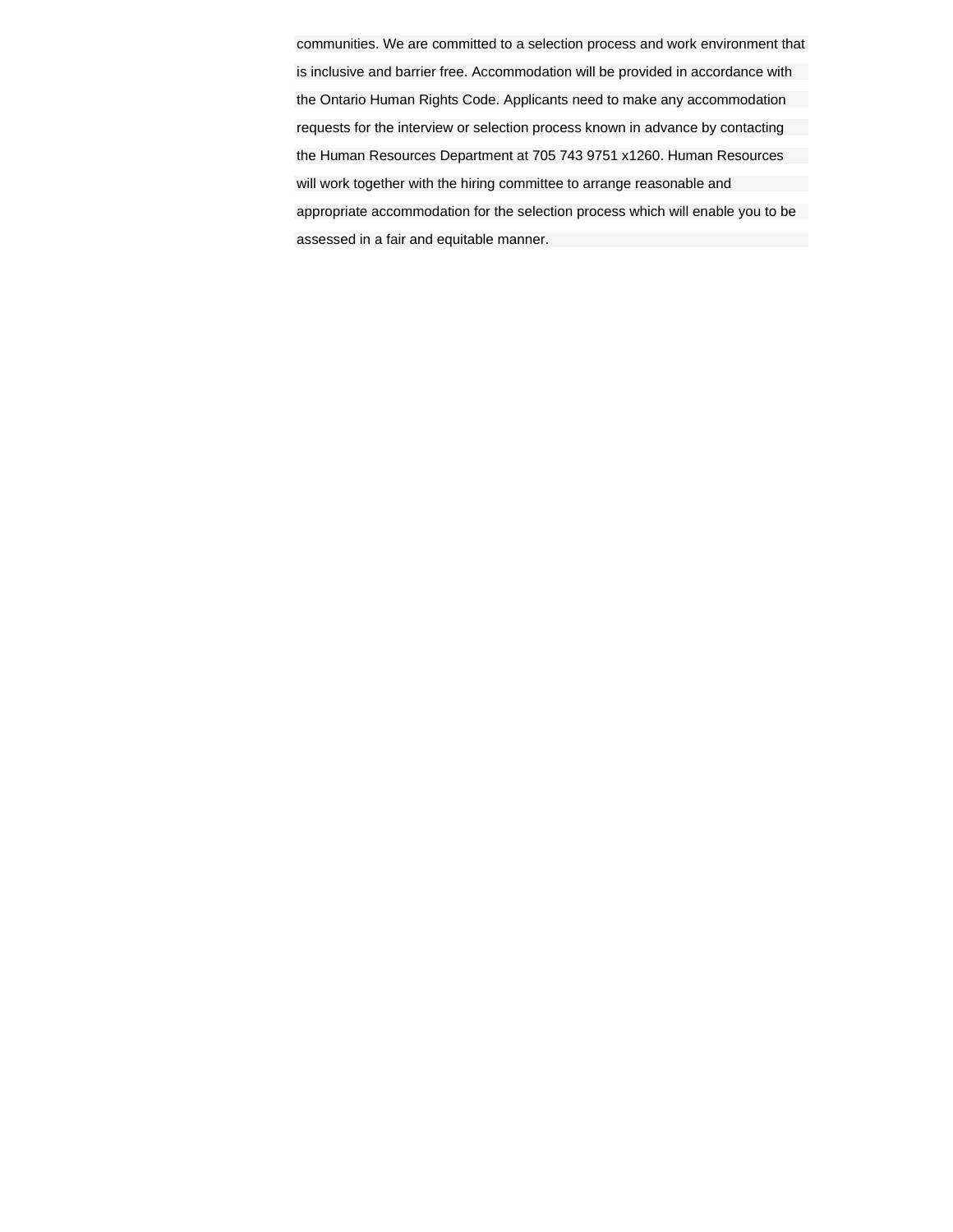communities. We are committed to a selection process and work environment that is inclusive and barrier free. Accommodation will be provided in accordance with the Ontario Human Rights Code. Applicants need to make any accommodation requests for the interview or selection process known in advance by contacting the Human Resources Department at 705 743 9751 x1260. Human Resources will work together with the hiring committee to arrange reasonable and appropriate accommodation for the selection process which will enable you to be assessed in a fair and equitable manner.